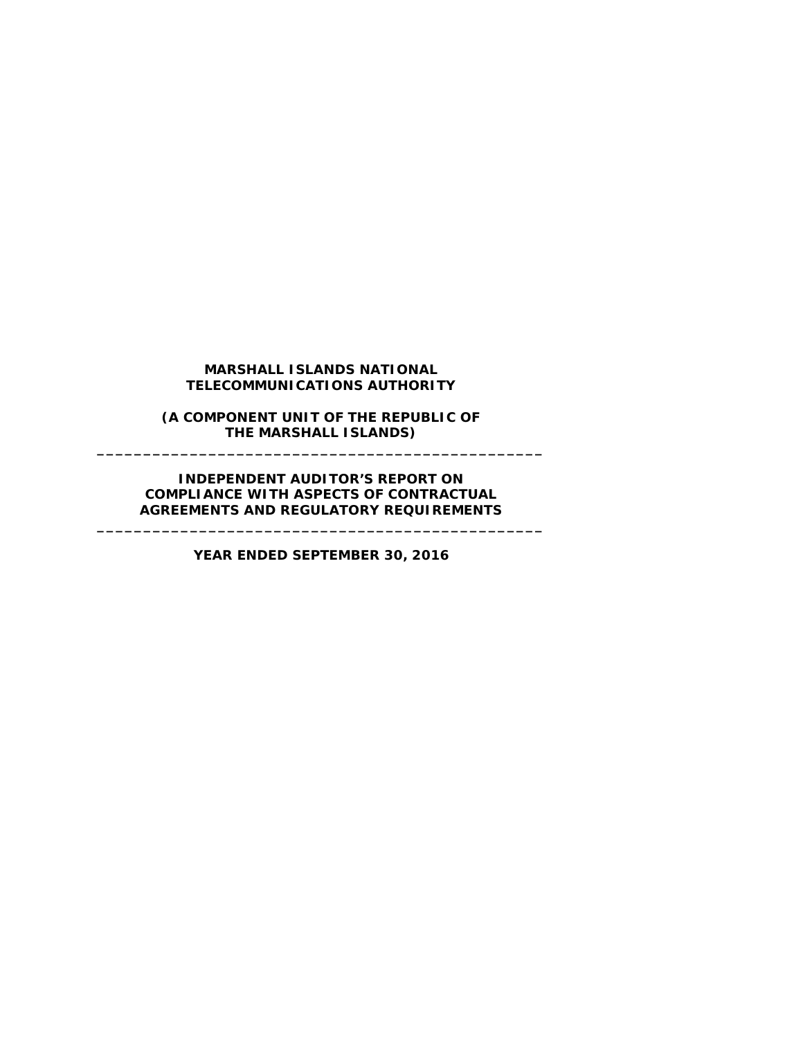**MARSHALL ISLANDS NATIONAL TELECOMMUNICATIONS AUTHORITY**

**(A COMPONENT UNIT OF THE REPUBLIC OF THE MARSHALL ISLANDS)**

---

**INDEPENDENT AUDITOR'S REPORT ON COMPLIANCE WITH ASPECTS OF CONTRACTUAL AGREEMENTS AND REGULATORY REQUIREMENTS**

---

**YEAR ENDED SEPTEMBER 30, 2016**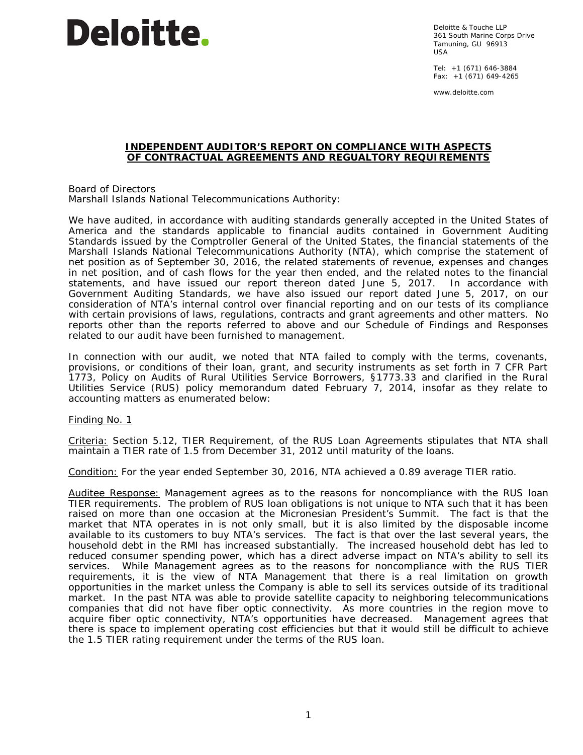**Deloitte.**

Deloitte & Touche LLP
361 South Marine Corps Drive
Tamuning, GU 96913
USA

Tel: +1 (671) 646-3884
Fax: +1 (671) 649-4265

www.deloitte.com

## INDEPENDENT AUDITOR'S REPORT ON COMPLIANCE WITH ASPECTS OF CONTRACTUAL AGREEMENTS AND REGUALTORY REQUIREMENTS

Board of Directors
Marshall Islands National Telecommunications Authority:

We have audited, in accordance with auditing standards generally accepted in the United States of America and the standards applicable to financial audits contained in Government Auditing Standards issued by the Comptroller General of the United States, the financial statements of the Marshall Islands National Telecommunications Authority (NTA), which comprise the statement of net position as of September 30, 2016, the related statements of revenue, expenses and changes in net position, and of cash flows for the year then ended, and the related notes to the financial statements, and have issued our report thereon dated June 5, 2017. In accordance with Government Auditing Standards, we have also issued our report dated June 5, 2017, on our consideration of NTA's internal control over financial reporting and on our tests of its compliance with certain provisions of laws, regulations, contracts and grant agreements and other matters. No reports other than the reports referred to above and our Schedule of Findings and Responses related to our audit have been furnished to management.

In connection with our audit, we noted that NTA failed to comply with the terms, covenants, provisions, or conditions of their loan, grant, and security instruments as set forth in 7 CFR Part 1773, Policy on Audits of Rural Utilities Service Borrowers, §1773.33 and clarified in the Rural Utilities Service (RUS) policy memorandum dated February 7, 2014, insofar as they relate to accounting matters as enumerated below:

Finding No. 1

Criteria: Section 5.12, TIER Requirement, of the RUS Loan Agreements stipulates that NTA shall maintain a TIER rate of 1.5 from December 31, 2012 until maturity of the loans.

Condition: For the year ended September 30, 2016, NTA achieved a 0.89 average TIER ratio.

Auditee Response: Management agrees as to the reasons for noncompliance with the RUS loan TIER requirements. The problem of RUS loan obligations is not unique to NTA such that it has been raised on more than one occasion at the Micronesian President's Summit. The fact is that the market that NTA operates in is not only small, but it is also limited by the disposable income available to its customers to buy NTA's services. The fact is that over the last several years, the household debt in the RMI has increased substantially. The increased household debt has led to reduced consumer spending power, which has a direct adverse impact on NTA's ability to sell its services. While Management agrees as to the reasons for noncompliance with the RUS TIER requirements, it is the view of NTA Management that there is a real limitation on growth opportunities in the market unless the Company is able to sell its services outside of its traditional market. In the past NTA was able to provide satellite capacity to neighboring telecommunications companies that did not have fiber optic connectivity. As more countries in the region move to acquire fiber optic connectivity, NTA's opportunities have decreased. Management agrees that there is space to implement operating cost efficiencies but that it would still be difficult to achieve the 1.5 TIER rating requirement under the terms of the RUS loan.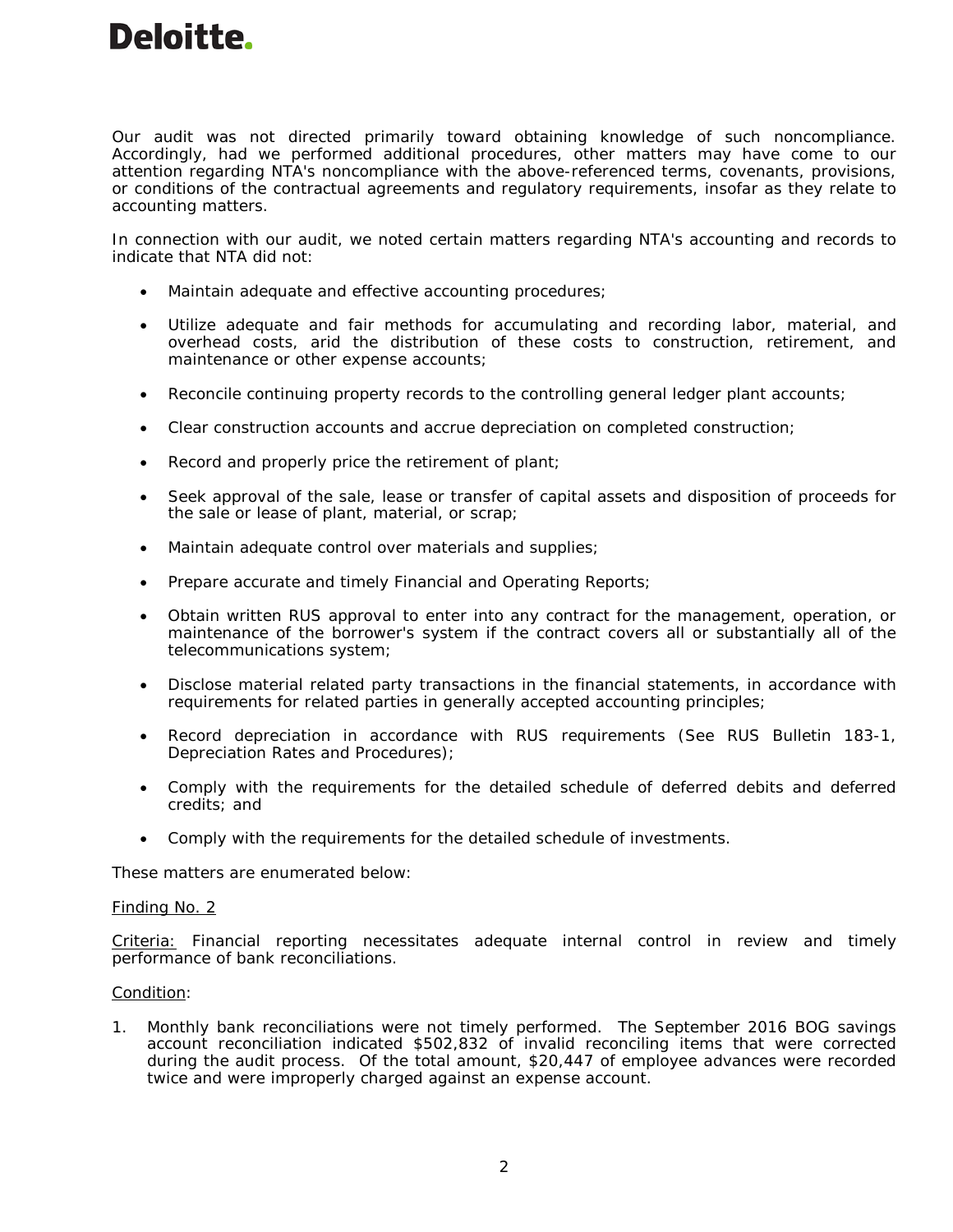Our audit was not directed primarily toward obtaining knowledge of such noncompliance. Accordingly, had we performed additional procedures, other matters may have come to our attention regarding NTA's noncompliance with the above-referenced terms, covenants, provisions, or conditions of the contractual agreements and regulatory requirements, insofar as they relate to accounting matters.

In connection with our audit, we noted certain matters regarding NTA's accounting and records to indicate that NTA did not:

- Maintain adequate and effective accounting procedures;
- Utilize adequate and fair methods for accumulating and recording labor, material, and overhead costs, arid the distribution of these costs to construction, retirement, and maintenance or other expense accounts;
- Reconcile continuing property records to the controlling general ledger plant accounts;
- Clear construction accounts and accrue depreciation on completed construction;
- Record and properly price the retirement of plant;
- Seek approval of the sale, lease or transfer of capital assets and disposition of proceeds for the sale or lease of plant, material, or scrap;
- Maintain adequate control over materials and supplies;
- Prepare accurate and timely Financial and Operating Reports;
- Obtain written RUS approval to enter into any contract for the management, operation, or maintenance of the borrower's system if the contract covers all or substantially all of the telecommunications system;
- Disclose material related party transactions in the financial statements, in accordance with requirements for related parties in generally accepted accounting principles;
- Record depreciation in accordance with RUS requirements (See RUS Bulletin 183-1, Depreciation Rates and Procedures);
- Comply with the requirements for the detailed schedule of deferred debits and deferred credits; and
- Comply with the requirements for the detailed schedule of investments.

These matters are enumerated below:

Finding No. 2

Criteria: Financial reporting necessitates adequate internal control in review and timely performance of bank reconciliations.

Condition:

1. Monthly bank reconciliations were not timely performed. The September 2016 BOG savings account reconciliation indicated $502,832 of invalid reconciling items that were corrected during the audit process. Of the total amount, $20,447 of employee advances were recorded twice and were improperly charged against an expense account.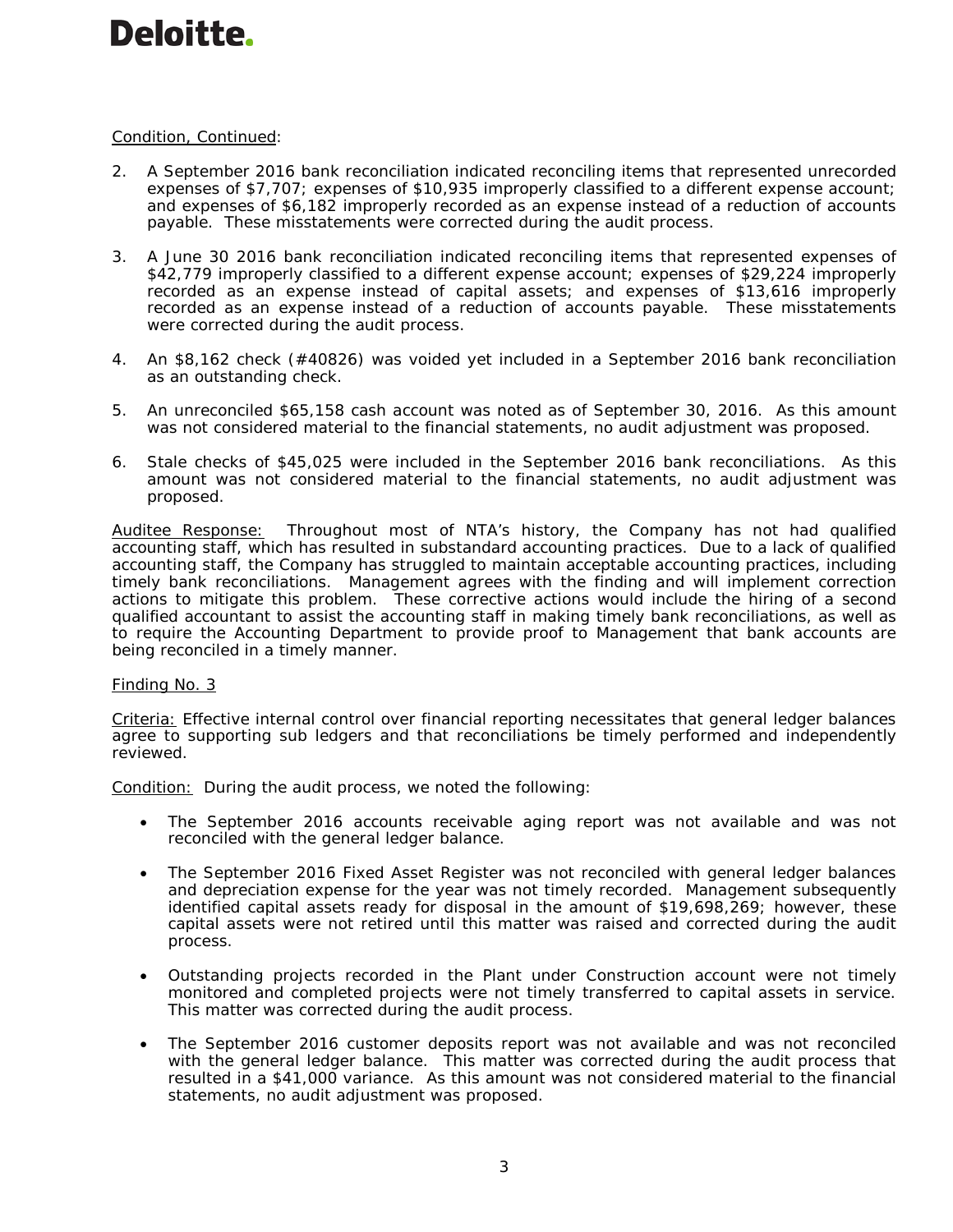Condition, Continued:

2. A September 2016 bank reconciliation indicated reconciling items that represented unrecorded expenses of $7,707; expenses of $10,935 improperly classified to a different expense account; and expenses of $6,182 improperly recorded as an expense instead of a reduction of accounts payable. These misstatements were corrected during the audit process.

3. A June 30 2016 bank reconciliation indicated reconciling items that represented expenses of $42,779 improperly classified to a different expense account; expenses of $29,224 improperly recorded as an expense instead of capital assets; and expenses of $13,616 improperly recorded as an expense instead of a reduction of accounts payable. These misstatements were corrected during the audit process.

4. An $8,162 check (#40826) was voided yet included in a September 2016 bank reconciliation as an outstanding check.

5. An unreconciled $65,158 cash account was noted as of September 30, 2016. As this amount was not considered material to the financial statements, no audit adjustment was proposed.

6. Stale checks of $45,025 were included in the September 2016 bank reconciliations. As this amount was not considered material to the financial statements, no audit adjustment was proposed.

Auditee Response: Throughout most of NTA's history, the Company has not had qualified accounting staff, which has resulted in substandard accounting practices. Due to a lack of qualified accounting staff, the Company has struggled to maintain acceptable accounting practices, including timely bank reconciliations. Management agrees with the finding and will implement correction actions to mitigate this problem. These corrective actions would include the hiring of a second qualified accountant to assist the accounting staff in making timely bank reconciliations, as well as to require the Accounting Department to provide proof to Management that bank accounts are being reconciled in a timely manner.

Finding No. 3

Criteria: Effective internal control over financial reporting necessitates that general ledger balances agree to supporting sub ledgers and that reconciliations be timely performed and independently reviewed.

Condition: During the audit process, we noted the following:

- The September 2016 accounts receivable aging report was not available and was not reconciled with the general ledger balance.

- The September 2016 Fixed Asset Register was not reconciled with general ledger balances and depreciation expense for the year was not timely recorded. Management subsequently identified capital assets ready for disposal in the amount of $19,698,269; however, these capital assets were not retired until this matter was raised and corrected during the audit process.

- Outstanding projects recorded in the Plant under Construction account were not timely monitored and completed projects were not timely transferred to capital assets in service. This matter was corrected during the audit process.

- The September 2016 customer deposits report was not available and was not reconciled with the general ledger balance. This matter was corrected during the audit process that resulted in a $41,000 variance. As this amount was not considered material to the financial statements, no audit adjustment was proposed.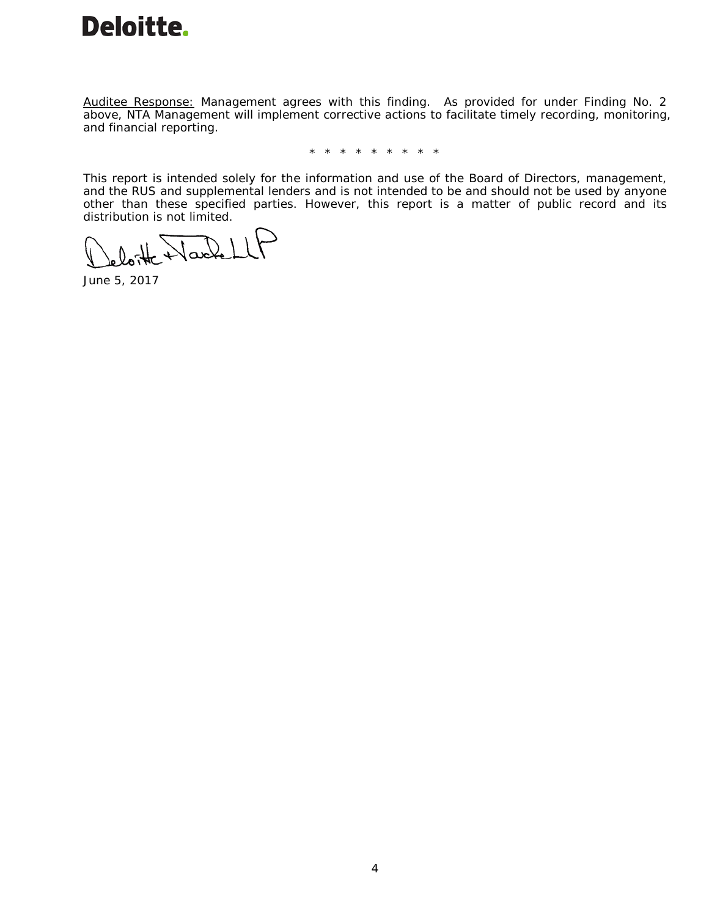Deloitte.

Auditee Response: Management agrees with this finding. As provided for under Finding No. 2 above, NTA Management will implement corrective actions to facilitate timely recording, monitoring, and financial reporting.

\* \* \* \* \* \* \* \* \*

This report is intended solely for the information and use of the Board of Directors, management, and the RUS and supplemental lenders and is not intended to be and should not be used by anyone other than these specified parties. However, this report is a matter of public record and its distribution is not limited.

Deloitte & Touche LLP

June 5, 2017